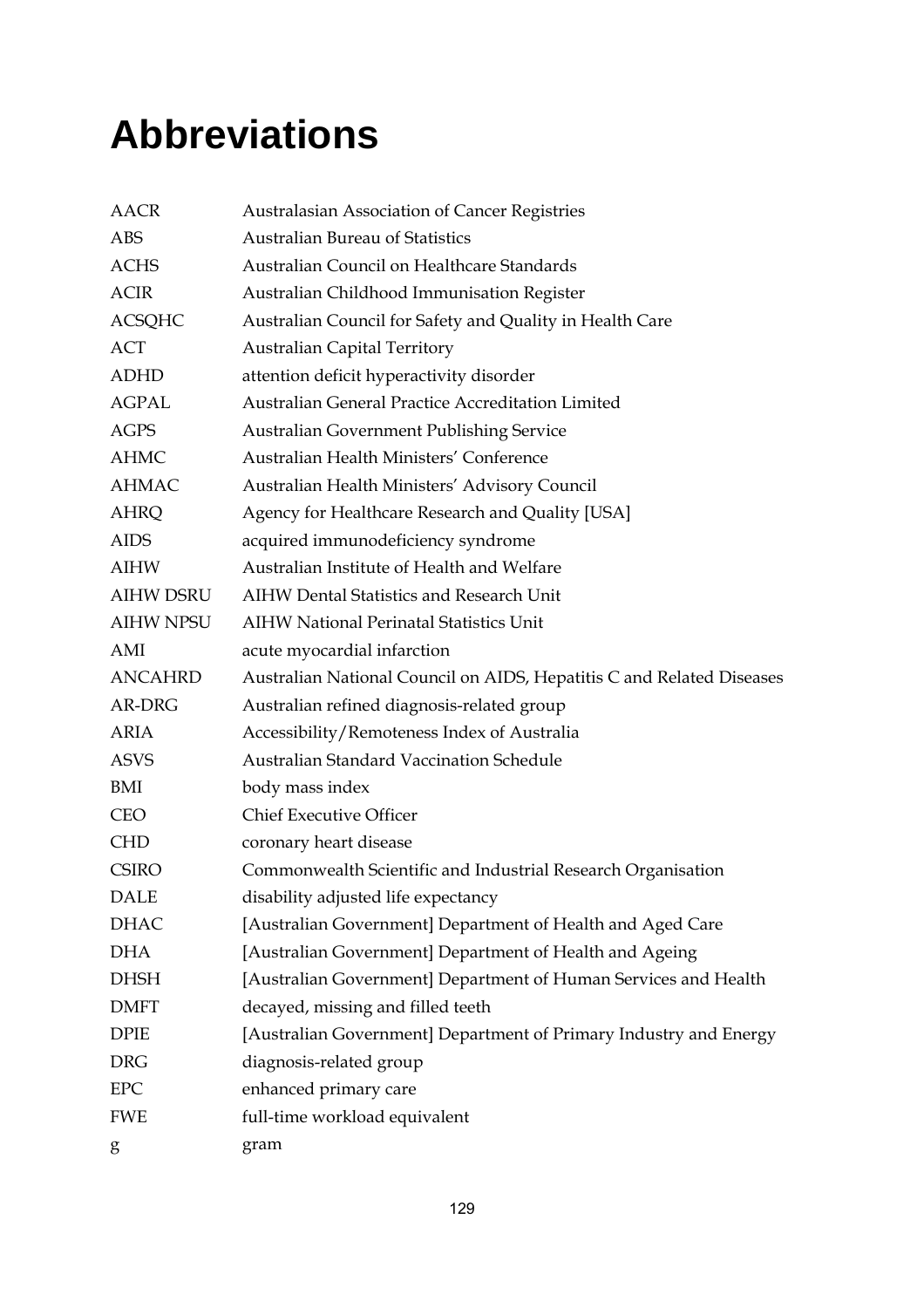# Abbreviations

| | |
|---|---|
| AACR | Australasian Association of Cancer Registries |
| ABS | Australian Bureau of Statistics |
| ACHS | Australian Council on Healthcare Standards |
| ACIR | Australian Childhood Immunisation Register |
| ACSQHC | Australian Council for Safety and Quality in Health Care |
| ACT | Australian Capital Territory |
| ADHD | attention deficit hyperactivity disorder |
| AGPAL | Australian General Practice Accreditation Limited |
| AGPS | Australian Government Publishing Service |
| AHMC | Australian Health Ministers' Conference |
| AHMAC | Australian Health Ministers' Advisory Council |
| AHRQ | Agency for Healthcare Research and Quality [USA] |
| AIDS | acquired immunodeficiency syndrome |
| AIHW | Australian Institute of Health and Welfare |
| AIHW DSRU | AIHW Dental Statistics and Research Unit |
| AIHW NPSU | AIHW National Perinatal Statistics Unit |
| AMI | acute myocardial infarction |
| ANCAHRD | Australian National Council on AIDS, Hepatitis C and Related Diseases |
| AR-DRG | Australian refined diagnosis-related group |
| ARIA | Accessibility/Remoteness Index of Australia |
| ASVS | Australian Standard Vaccination Schedule |
| BMI | body mass index |
| CEO | Chief Executive Officer |
| CHD | coronary heart disease |
| CSIRO | Commonwealth Scientific and Industrial Research Organisation |
| DALE | disability adjusted life expectancy |
| DHAC | [Australian Government] Department of Health and Aged Care |
| DHA | [Australian Government] Department of Health and Ageing |
| DHSH | [Australian Government] Department of Human Services and Health |
| DMFT | decayed, missing and filled teeth |
| DPIE | [Australian Government] Department of Primary Industry and Energy |
| DRG | diagnosis-related group |
| EPC | enhanced primary care |
| FWE | full-time workload equivalent |
| g | gram |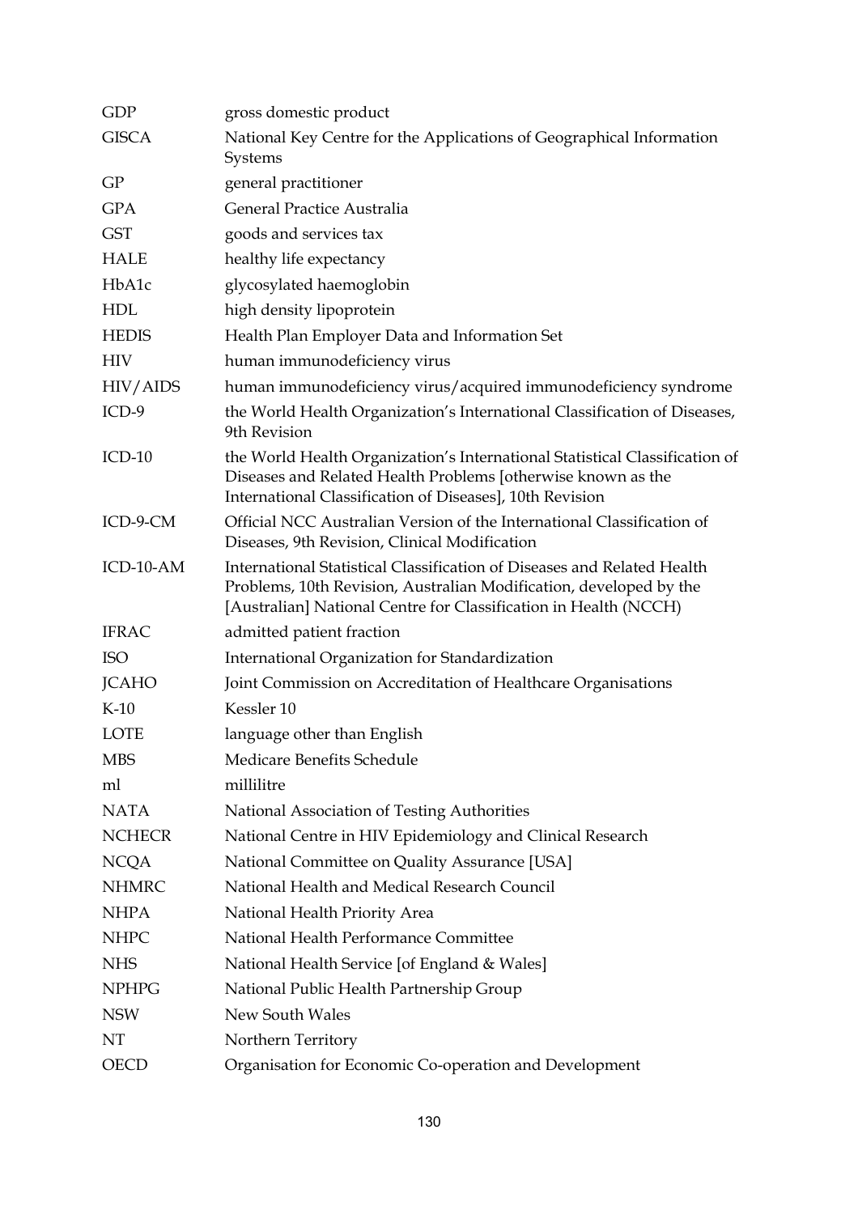| | |
|---|---|
| GDP | gross domestic product |
| GISCA | National Key Centre for the Applications of Geographical Information Systems |
| GP | general practitioner |
| GPA | General Practice Australia |
| GST | goods and services tax |
| HALE | healthy life expectancy |
| HbA1c | glycosylated haemoglobin |
| HDL | high density lipoprotein |
| HEDIS | Health Plan Employer Data and Information Set |
| HIV | human immunodeficiency virus |
| HIV/AIDS | human immunodeficiency virus/acquired immunodeficiency syndrome |
| ICD-9 | the World Health Organization's International Classification of Diseases, 9th Revision |
| ICD-10 | the World Health Organization's International Statistical Classification of Diseases and Related Health Problems [otherwise known as the International Classification of Diseases], 10th Revision |
| ICD-9-CM | Official NCC Australian Version of the International Classification of Diseases, 9th Revision, Clinical Modification |
| ICD-10-AM | International Statistical Classification of Diseases and Related Health Problems, 10th Revision, Australian Modification, developed by the [Australian] National Centre for Classification in Health (NCCH) |
| IFRAC | admitted patient fraction |
| ISO | International Organization for Standardization |
| JCAHO | Joint Commission on Accreditation of Healthcare Organisations |
| K-10 | Kessler 10 |
| LOTE | language other than English |
| MBS | Medicare Benefits Schedule |
| ml | millilitre |
| NATA | National Association of Testing Authorities |
| NCHECR | National Centre in HIV Epidemiology and Clinical Research |
| NCQA | National Committee on Quality Assurance [USA] |
| NHMRC | National Health and Medical Research Council |
| NHPA | National Health Priority Area |
| NHPC | National Health Performance Committee |
| NHS | National Health Service [of England & Wales] |
| NPHPG | National Public Health Partnership Group |
| NSW | New South Wales |
| NT | Northern Territory |
| OECD | Organisation for Economic Co-operation and Development |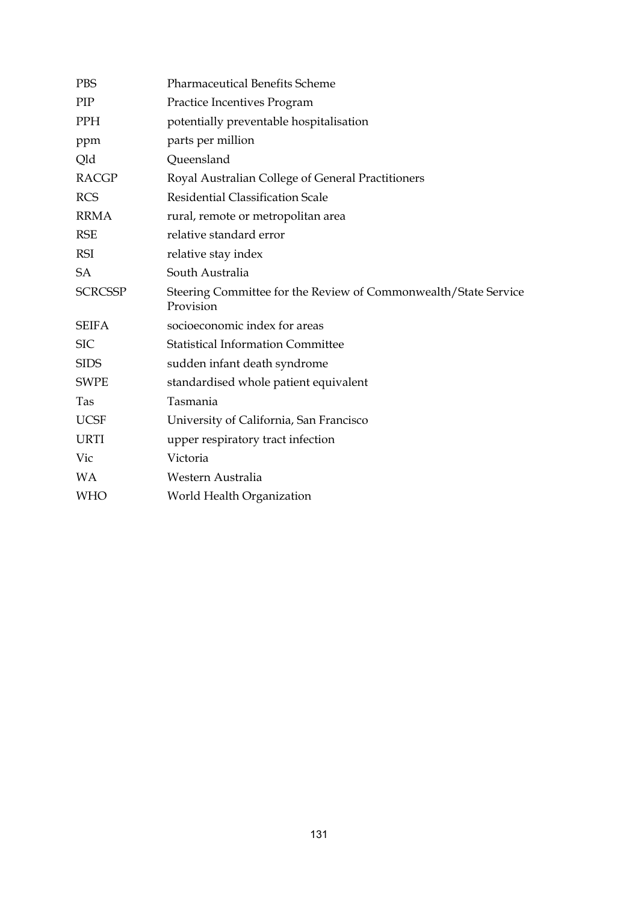| | |
|---|---|
| PBS | Pharmaceutical Benefits Scheme |
| PIP | Practice Incentives Program |
| PPH | potentially preventable hospitalisation |
| ppm | parts per million |
| Qld | Queensland |
| RACGP | Royal Australian College of General Practitioners |
| RCS | Residential Classification Scale |
| RRMA | rural, remote or metropolitan area |
| RSE | relative standard error |
| RSI | relative stay index |
| SA | South Australia |
| SCRCSSP | Steering Committee for the Review of Commonwealth/State Service Provision |
| SEIFA | socioeconomic index for areas |
| SIC | Statistical Information Committee |
| SIDS | sudden infant death syndrome |
| SWPE | standardised whole patient equivalent |
| Tas | Tasmania |
| UCSF | University of California, San Francisco |
| URTI | upper respiratory tract infection |
| Vic | Victoria |
| WA | Western Australia |
| WHO | World Health Organization |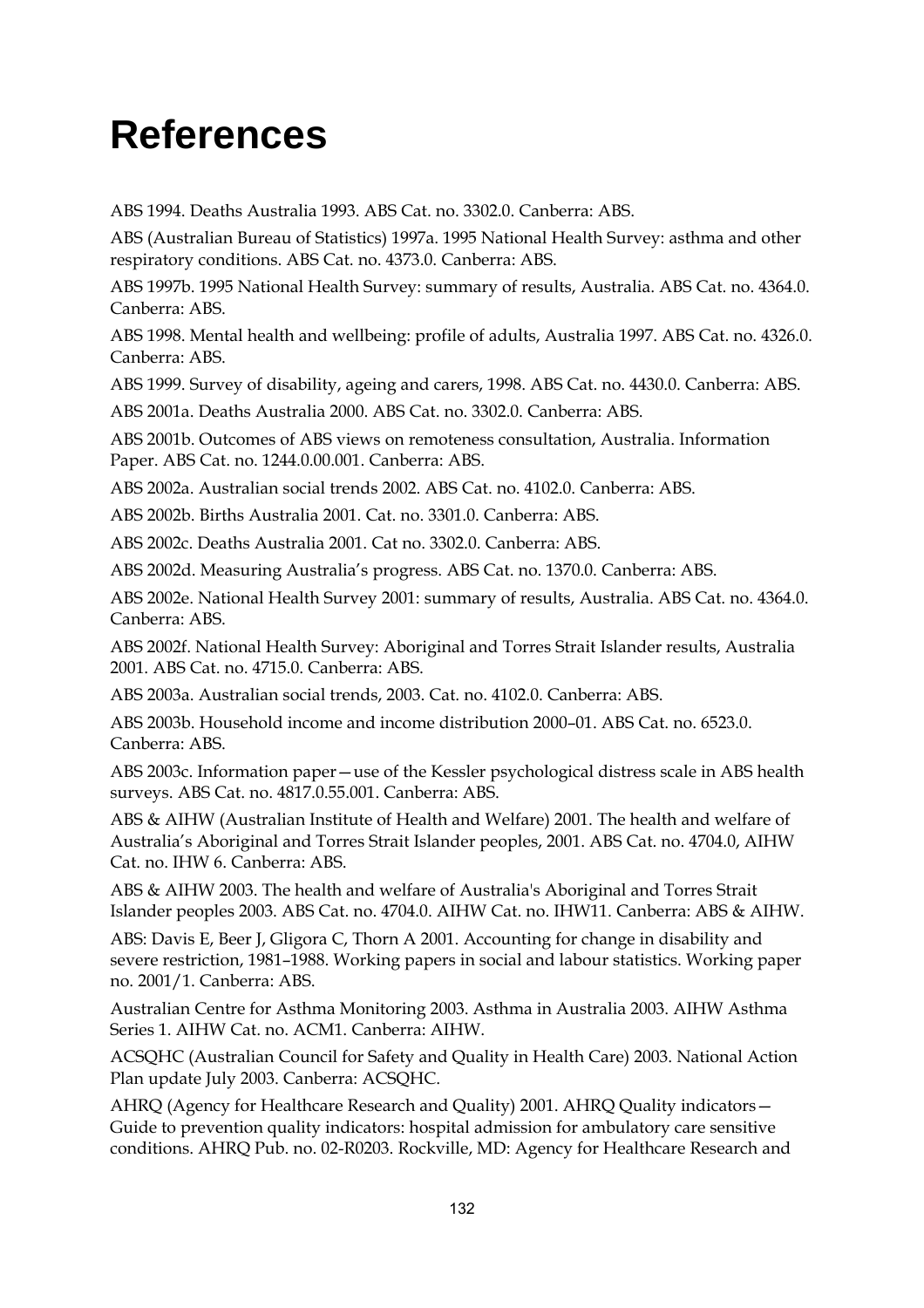# References

ABS 1994. Deaths Australia 1993. ABS Cat. no. 3302.0. Canberra: ABS.

ABS (Australian Bureau of Statistics) 1997a. 1995 National Health Survey: asthma and other respiratory conditions. ABS Cat. no. 4373.0. Canberra: ABS.

ABS 1997b. 1995 National Health Survey: summary of results, Australia. ABS Cat. no. 4364.0. Canberra: ABS.

ABS 1998. Mental health and wellbeing: profile of adults, Australia 1997. ABS Cat. no. 4326.0. Canberra: ABS.

ABS 1999. Survey of disability, ageing and carers, 1998. ABS Cat. no. 4430.0. Canberra: ABS.

ABS 2001a. Deaths Australia 2000. ABS Cat. no. 3302.0. Canberra: ABS.

ABS 2001b. Outcomes of ABS views on remoteness consultation, Australia. Information Paper. ABS Cat. no. 1244.0.00.001. Canberra: ABS.

ABS 2002a. Australian social trends 2002. ABS Cat. no. 4102.0. Canberra: ABS.

ABS 2002b. Births Australia 2001. Cat. no. 3301.0. Canberra: ABS.

ABS 2002c. Deaths Australia 2001. Cat no. 3302.0. Canberra: ABS.

ABS 2002d. Measuring Australia's progress. ABS Cat. no. 1370.0. Canberra: ABS.

ABS 2002e. National Health Survey 2001: summary of results, Australia. ABS Cat. no. 4364.0. Canberra: ABS.

ABS 2002f. National Health Survey: Aboriginal and Torres Strait Islander results, Australia 2001. ABS Cat. no. 4715.0. Canberra: ABS.

ABS 2003a. Australian social trends, 2003. Cat. no. 4102.0. Canberra: ABS.

ABS 2003b. Household income and income distribution 2000–01. ABS Cat. no. 6523.0. Canberra: ABS.

ABS 2003c. Information paper—use of the Kessler psychological distress scale in ABS health surveys. ABS Cat. no. 4817.0.55.001. Canberra: ABS.

ABS & AIHW (Australian Institute of Health and Welfare) 2001. The health and welfare of Australia's Aboriginal and Torres Strait Islander peoples, 2001. ABS Cat. no. 4704.0, AIHW Cat. no. IHW 6. Canberra: ABS.

ABS & AIHW 2003. The health and welfare of Australia's Aboriginal and Torres Strait Islander peoples 2003. ABS Cat. no. 4704.0. AIHW Cat. no. IHW11. Canberra: ABS & AIHW.

ABS: Davis E, Beer J, Gligora C, Thorn A 2001. Accounting for change in disability and severe restriction, 1981–1988. Working papers in social and labour statistics. Working paper no. 2001/1. Canberra: ABS.

Australian Centre for Asthma Monitoring 2003. Asthma in Australia 2003. AIHW Asthma Series 1. AIHW Cat. no. ACM1. Canberra: AIHW.

ACSQHC (Australian Council for Safety and Quality in Health Care) 2003. National Action Plan update July 2003. Canberra: ACSQHC.

AHRQ (Agency for Healthcare Research and Quality) 2001. AHRQ Quality indicators—Guide to prevention quality indicators: hospital admission for ambulatory care sensitive conditions. AHRQ Pub. no. 02-R0203. Rockville, MD: Agency for Healthcare Research and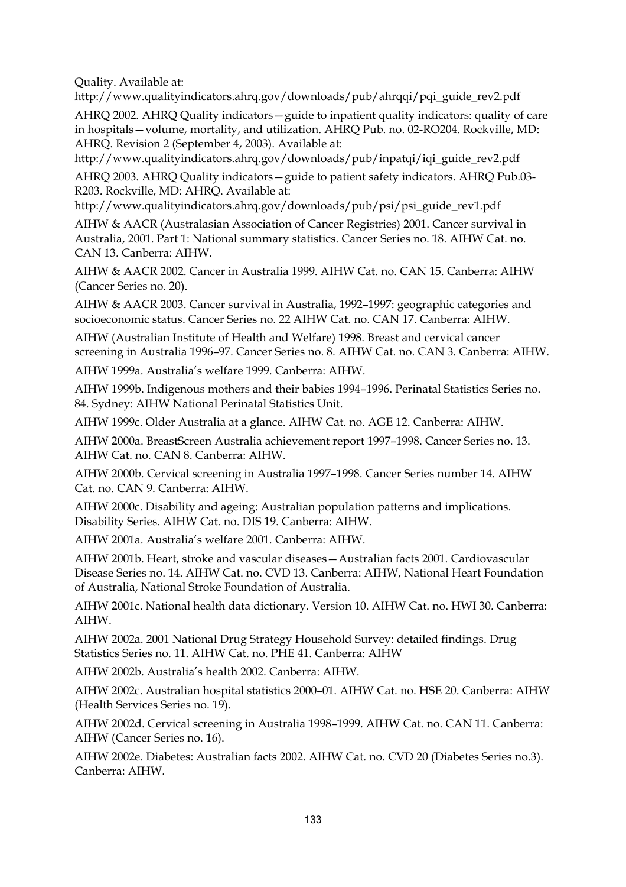Quality. Available at: http://www.qualityindicators.ahrq.gov/downloads/pub/ahrqqi/pqi_guide_rev2.pdf

AHRQ 2002. AHRQ Quality indicators—guide to inpatient quality indicators: quality of care in hospitals—volume, mortality, and utilization. AHRQ Pub. no. 02-RO204. Rockville, MD: AHRQ. Revision 2 (September 4, 2003). Available at: http://www.qualityindicators.ahrq.gov/downloads/pub/inpatqi/iqi_guide_rev2.pdf

AHRQ 2003. AHRQ Quality indicators—guide to patient safety indicators. AHRQ Pub.03-R203. Rockville, MD: AHRQ. Available at: http://www.qualityindicators.ahrq.gov/downloads/pub/psi/psi_guide_rev1.pdf

AIHW & AACR (Australasian Association of Cancer Registries) 2001. Cancer survival in Australia, 2001. Part 1: National summary statistics. Cancer Series no. 18. AIHW Cat. no. CAN 13. Canberra: AIHW.

AIHW & AACR 2002. Cancer in Australia 1999. AIHW Cat. no. CAN 15. Canberra: AIHW (Cancer Series no. 20).

AIHW & AACR 2003. Cancer survival in Australia, 1992–1997: geographic categories and socioeconomic status. Cancer Series no. 22 AIHW Cat. no. CAN 17. Canberra: AIHW.

AIHW (Australian Institute of Health and Welfare) 1998. Breast and cervical cancer screening in Australia 1996–97. Cancer Series no. 8. AIHW Cat. no. CAN 3. Canberra: AIHW.

AIHW 1999a. Australia's welfare 1999. Canberra: AIHW.

AIHW 1999b. Indigenous mothers and their babies 1994–1996. Perinatal Statistics Series no. 84. Sydney: AIHW National Perinatal Statistics Unit.

AIHW 1999c. Older Australia at a glance. AIHW Cat. no. AGE 12. Canberra: AIHW.

AIHW 2000a. BreastScreen Australia achievement report 1997–1998. Cancer Series no. 13. AIHW Cat. no. CAN 8. Canberra: AIHW.

AIHW 2000b. Cervical screening in Australia 1997–1998. Cancer Series number 14. AIHW Cat. no. CAN 9. Canberra: AIHW.

AIHW 2000c. Disability and ageing: Australian population patterns and implications. Disability Series. AIHW Cat. no. DIS 19. Canberra: AIHW.

AIHW 2001a. Australia's welfare 2001. Canberra: AIHW.

AIHW 2001b. Heart, stroke and vascular diseases—Australian facts 2001. Cardiovascular Disease Series no. 14. AIHW Cat. no. CVD 13. Canberra: AIHW, National Heart Foundation of Australia, National Stroke Foundation of Australia.

AIHW 2001c. National health data dictionary. Version 10. AIHW Cat. no. HWI 30. Canberra: AIHW.

AIHW 2002a. 2001 National Drug Strategy Household Survey: detailed findings. Drug Statistics Series no. 11. AIHW Cat. no. PHE 41. Canberra: AIHW

AIHW 2002b. Australia's health 2002. Canberra: AIHW.

AIHW 2002c. Australian hospital statistics 2000–01. AIHW Cat. no. HSE 20. Canberra: AIHW (Health Services Series no. 19).

AIHW 2002d. Cervical screening in Australia 1998–1999. AIHW Cat. no. CAN 11. Canberra: AIHW (Cancer Series no. 16).

AIHW 2002e. Diabetes: Australian facts 2002. AIHW Cat. no. CVD 20 (Diabetes Series no.3). Canberra: AIHW.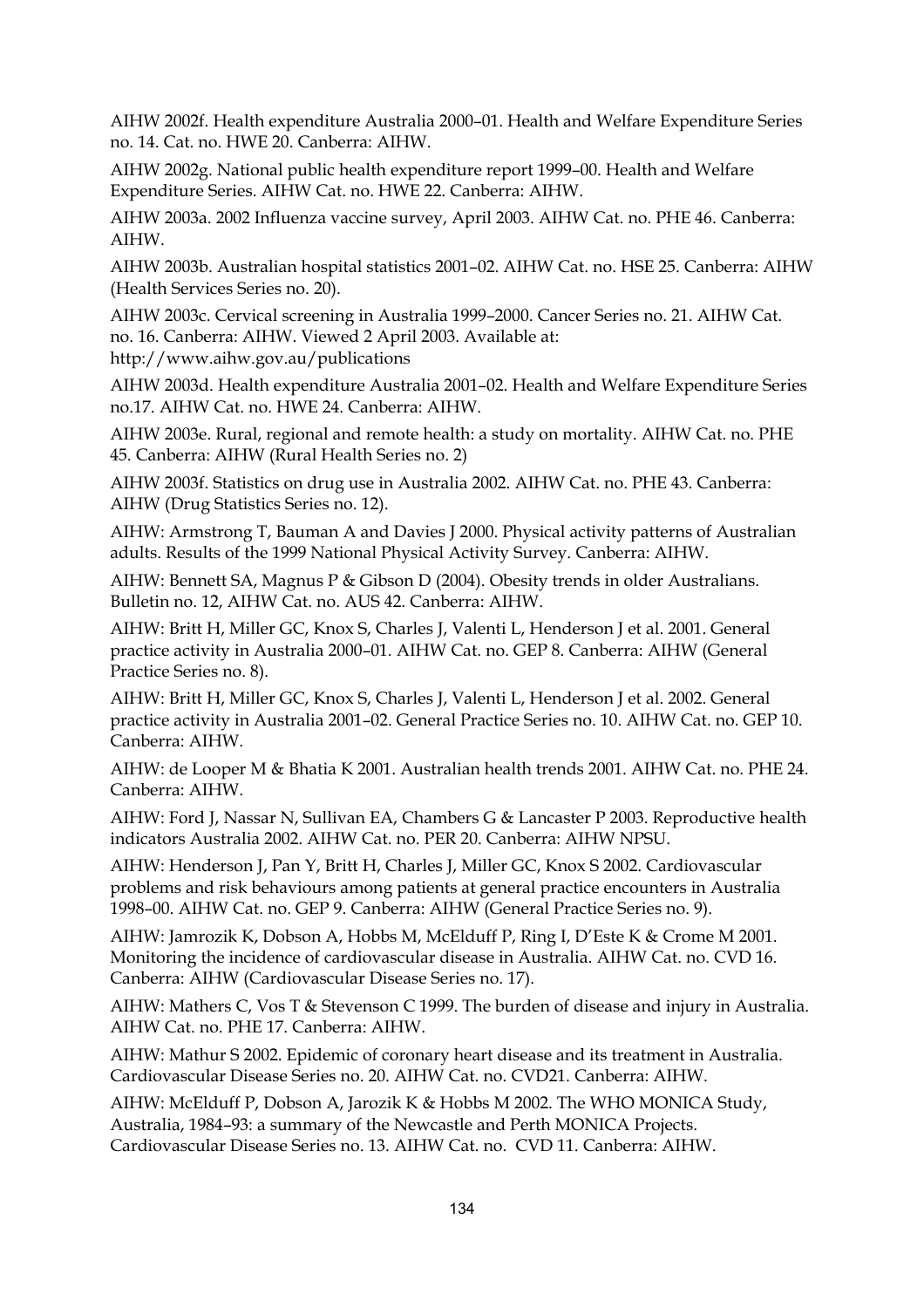AIHW 2002f. Health expenditure Australia 2000–01. Health and Welfare Expenditure Series no. 14. Cat. no. HWE 20. Canberra: AIHW.

AIHW 2002g. National public health expenditure report 1999–00. Health and Welfare Expenditure Series. AIHW Cat. no. HWE 22. Canberra: AIHW.

AIHW 2003a. 2002 Influenza vaccine survey, April 2003. AIHW Cat. no. PHE 46. Canberra: AIHW.

AIHW 2003b. Australian hospital statistics 2001–02. AIHW Cat. no. HSE 25. Canberra: AIHW (Health Services Series no. 20).

AIHW 2003c. Cervical screening in Australia 1999–2000. Cancer Series no. 21. AIHW Cat. no. 16. Canberra: AIHW. Viewed 2 April 2003. Available at: http://www.aihw.gov.au/publications

AIHW 2003d. Health expenditure Australia 2001–02. Health and Welfare Expenditure Series no.17. AIHW Cat. no. HWE 24. Canberra: AIHW.

AIHW 2003e. Rural, regional and remote health: a study on mortality. AIHW Cat. no. PHE 45. Canberra: AIHW (Rural Health Series no. 2)

AIHW 2003f. Statistics on drug use in Australia 2002. AIHW Cat. no. PHE 43. Canberra: AIHW (Drug Statistics Series no. 12).

AIHW: Armstrong T, Bauman A and Davies J 2000. Physical activity patterns of Australian adults. Results of the 1999 National Physical Activity Survey. Canberra: AIHW.

AIHW: Bennett SA, Magnus P & Gibson D (2004). Obesity trends in older Australians. Bulletin no. 12, AIHW Cat. no. AUS 42. Canberra: AIHW.

AIHW: Britt H, Miller GC, Knox S, Charles J, Valenti L, Henderson J et al. 2001. General practice activity in Australia 2000–01. AIHW Cat. no. GEP 8. Canberra: AIHW (General Practice Series no. 8).

AIHW: Britt H, Miller GC, Knox S, Charles J, Valenti L, Henderson J et al. 2002. General practice activity in Australia 2001–02. General Practice Series no. 10. AIHW Cat. no. GEP 10. Canberra: AIHW.

AIHW: de Looper M & Bhatia K 2001. Australian health trends 2001. AIHW Cat. no. PHE 24. Canberra: AIHW.

AIHW: Ford J, Nassar N, Sullivan EA, Chambers G & Lancaster P 2003. Reproductive health indicators Australia 2002. AIHW Cat. no. PER 20. Canberra: AIHW NPSU.

AIHW: Henderson J, Pan Y, Britt H, Charles J, Miller GC, Knox S 2002. Cardiovascular problems and risk behaviours among patients at general practice encounters in Australia 1998–00. AIHW Cat. no. GEP 9. Canberra: AIHW (General Practice Series no. 9).

AIHW: Jamrozik K, Dobson A, Hobbs M, McElduff P, Ring I, D'Este K & Crome M 2001. Monitoring the incidence of cardiovascular disease in Australia. AIHW Cat. no. CVD 16. Canberra: AIHW (Cardiovascular Disease Series no. 17).

AIHW: Mathers C, Vos T & Stevenson C 1999. The burden of disease and injury in Australia. AIHW Cat. no. PHE 17. Canberra: AIHW.

AIHW: Mathur S 2002. Epidemic of coronary heart disease and its treatment in Australia. Cardiovascular Disease Series no. 20. AIHW Cat. no. CVD21. Canberra: AIHW.

AIHW: McElduff P, Dobson A, Jarozik K & Hobbs M 2002. The WHO MONICA Study, Australia, 1984–93: a summary of the Newcastle and Perth MONICA Projects. Cardiovascular Disease Series no. 13. AIHW Cat. no. CVD 11. Canberra: AIHW.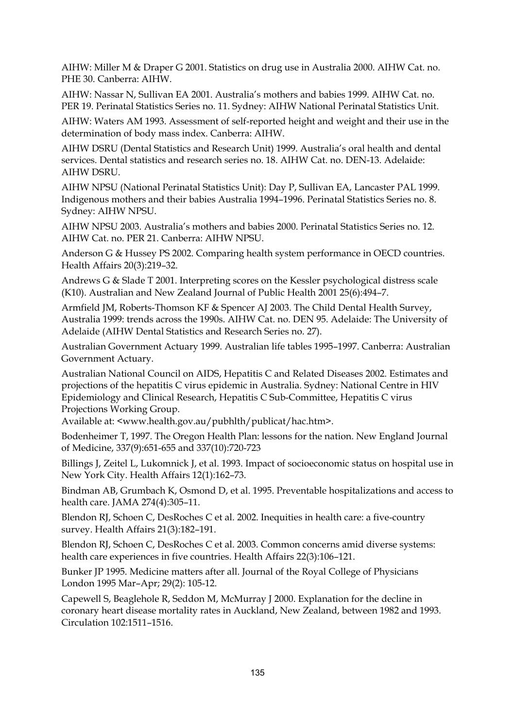AIHW: Miller M & Draper G 2001. Statistics on drug use in Australia 2000. AIHW Cat. no. PHE 30. Canberra: AIHW.

AIHW: Nassar N, Sullivan EA 2001. Australia's mothers and babies 1999. AIHW Cat. no. PER 19. Perinatal Statistics Series no. 11. Sydney: AIHW National Perinatal Statistics Unit.

AIHW: Waters AM 1993. Assessment of self-reported height and weight and their use in the determination of body mass index. Canberra: AIHW.

AIHW DSRU (Dental Statistics and Research Unit) 1999. Australia's oral health and dental services. Dental statistics and research series no. 18. AIHW Cat. no. DEN-13. Adelaide: AIHW DSRU.

AIHW NPSU (National Perinatal Statistics Unit): Day P, Sullivan EA, Lancaster PAL 1999. Indigenous mothers and their babies Australia 1994–1996. Perinatal Statistics Series no. 8. Sydney: AIHW NPSU.

AIHW NPSU 2003. Australia's mothers and babies 2000. Perinatal Statistics Series no. 12. AIHW Cat. no. PER 21. Canberra: AIHW NPSU.

Anderson G & Hussey PS 2002. Comparing health system performance in OECD countries. Health Affairs 20(3):219–32.

Andrews G & Slade T 2001. Interpreting scores on the Kessler psychological distress scale (K10). Australian and New Zealand Journal of Public Health 2001 25(6):494–7.

Armfield JM, Roberts-Thomson KF & Spencer AJ 2003. The Child Dental Health Survey, Australia 1999: trends across the 1990s. AIHW Cat. no. DEN 95. Adelaide: The University of Adelaide (AIHW Dental Statistics and Research Series no. 27).

Australian Government Actuary 1999. Australian life tables 1995–1997. Canberra: Australian Government Actuary.

Australian National Council on AIDS, Hepatitis C and Related Diseases 2002. Estimates and projections of the hepatitis C virus epidemic in Australia. Sydney: National Centre in HIV Epidemiology and Clinical Research, Hepatitis C Sub-Committee, Hepatitis C virus Projections Working Group.
Available at: <www.health.gov.au/pubhlth/publicat/hac.htm>.

Bodenheimer T, 1997. The Oregon Health Plan: lessons for the nation. New England Journal of Medicine, 337(9):651-655 and 337(10):720-723

Billings J, Zeitel L, Lukomnick J, et al. 1993. Impact of socioeconomic status on hospital use in New York City. Health Affairs 12(1):162–73.

Bindman AB, Grumbach K, Osmond D, et al. 1995. Preventable hospitalizations and access to health care. JAMA 274(4):305–11.

Blendon RJ, Schoen C, DesRoches C et al. 2002. Inequities in health care: a five-country survey. Health Affairs 21(3):182–191.

Blendon RJ, Schoen C, DesRoches C et al. 2003. Common concerns amid diverse systems: health care experiences in five countries. Health Affairs 22(3):106–121.

Bunker JP 1995. Medicine matters after all. Journal of the Royal College of Physicians London 1995 Mar–Apr; 29(2): 105-12.

Capewell S, Beaglehole R, Seddon M, McMurray J 2000. Explanation for the decline in coronary heart disease mortality rates in Auckland, New Zealand, between 1982 and 1993. Circulation 102:1511–1516.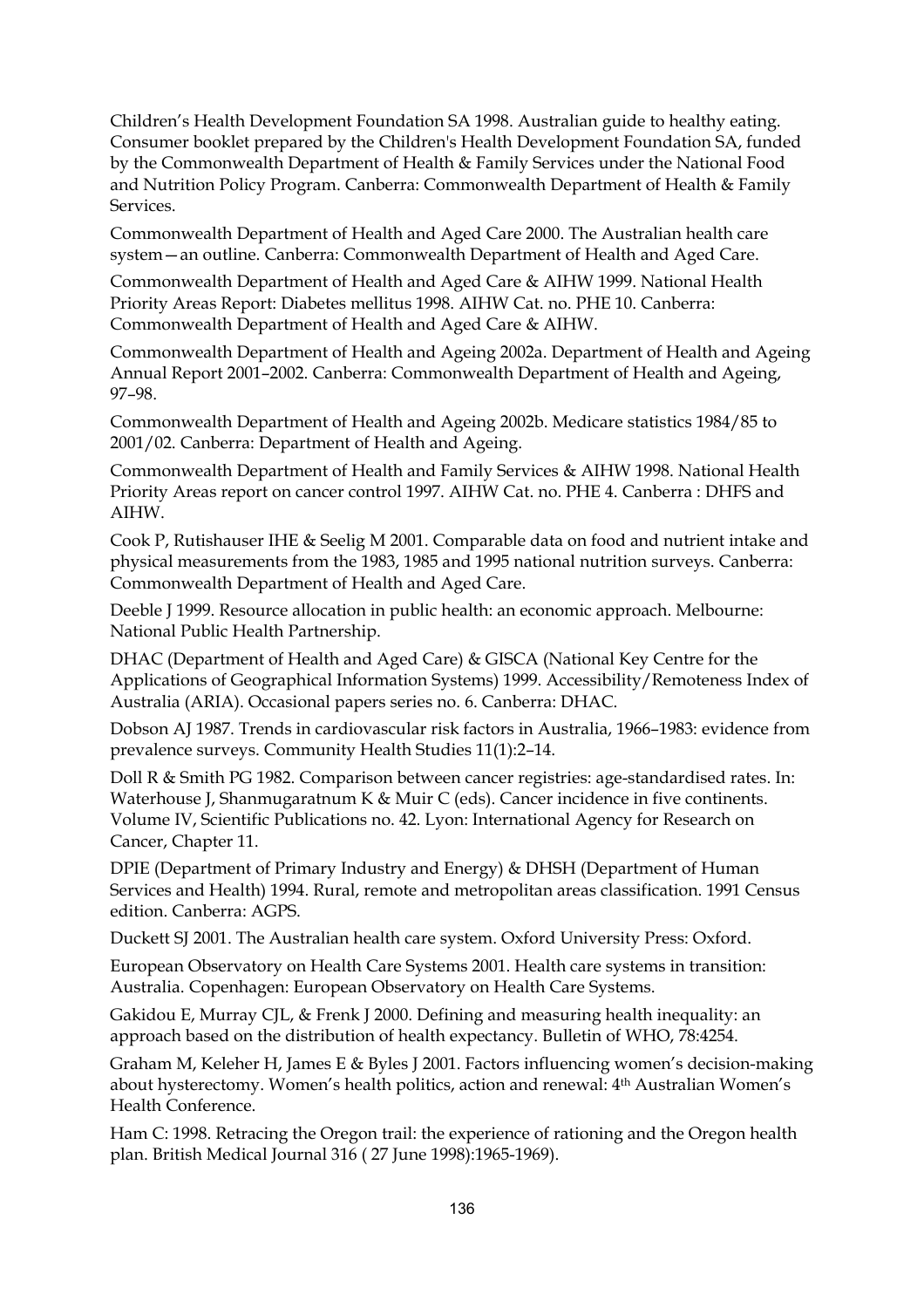Children's Health Development Foundation SA 1998. Australian guide to healthy eating. Consumer booklet prepared by the Children's Health Development Foundation SA, funded by the Commonwealth Department of Health & Family Services under the National Food and Nutrition Policy Program. Canberra: Commonwealth Department of Health & Family Services.

Commonwealth Department of Health and Aged Care 2000. The Australian health care system—an outline. Canberra: Commonwealth Department of Health and Aged Care.

Commonwealth Department of Health and Aged Care & AIHW 1999. National Health Priority Areas Report: Diabetes mellitus 1998. AIHW Cat. no. PHE 10. Canberra: Commonwealth Department of Health and Aged Care & AIHW.

Commonwealth Department of Health and Ageing 2002a. Department of Health and Ageing Annual Report 2001–2002. Canberra: Commonwealth Department of Health and Ageing, 97–98.

Commonwealth Department of Health and Ageing 2002b. Medicare statistics 1984/85 to 2001/02. Canberra: Department of Health and Ageing.

Commonwealth Department of Health and Family Services & AIHW 1998. National Health Priority Areas report on cancer control 1997. AIHW Cat. no. PHE 4. Canberra : DHFS and AIHW.

Cook P, Rutishauser IHE & Seelig M 2001. Comparable data on food and nutrient intake and physical measurements from the 1983, 1985 and 1995 national nutrition surveys. Canberra: Commonwealth Department of Health and Aged Care.

Deeble J 1999. Resource allocation in public health: an economic approach. Melbourne: National Public Health Partnership.

DHAC (Department of Health and Aged Care) & GISCA (National Key Centre for the Applications of Geographical Information Systems) 1999. Accessibility/Remoteness Index of Australia (ARIA). Occasional papers series no. 6. Canberra: DHAC.

Dobson AJ 1987. Trends in cardiovascular risk factors in Australia, 1966–1983: evidence from prevalence surveys. Community Health Studies 11(1):2–14.

Doll R & Smith PG 1982. Comparison between cancer registries: age-standardised rates. In: Waterhouse J, Shanmugaratnum K & Muir C (eds). Cancer incidence in five continents. Volume IV, Scientific Publications no. 42. Lyon: International Agency for Research on Cancer, Chapter 11.

DPIE (Department of Primary Industry and Energy) & DHSH (Department of Human Services and Health) 1994. Rural, remote and metropolitan areas classification. 1991 Census edition. Canberra: AGPS.

Duckett SJ 2001. The Australian health care system. Oxford University Press: Oxford.

European Observatory on Health Care Systems 2001. Health care systems in transition: Australia. Copenhagen: European Observatory on Health Care Systems.

Gakidou E, Murray CJL, & Frenk J 2000. Defining and measuring health inequality: an approach based on the distribution of health expectancy. Bulletin of WHO, 78:4254.

Graham M, Keleher H, James E & Byles J 2001. Factors influencing women's decision-making about hysterectomy. Women's health politics, action and renewal: 4th Australian Women's Health Conference.

Ham C: 1998. Retracing the Oregon trail: the experience of rationing and the Oregon health plan. British Medical Journal 316 ( 27 June 1998):1965-1969).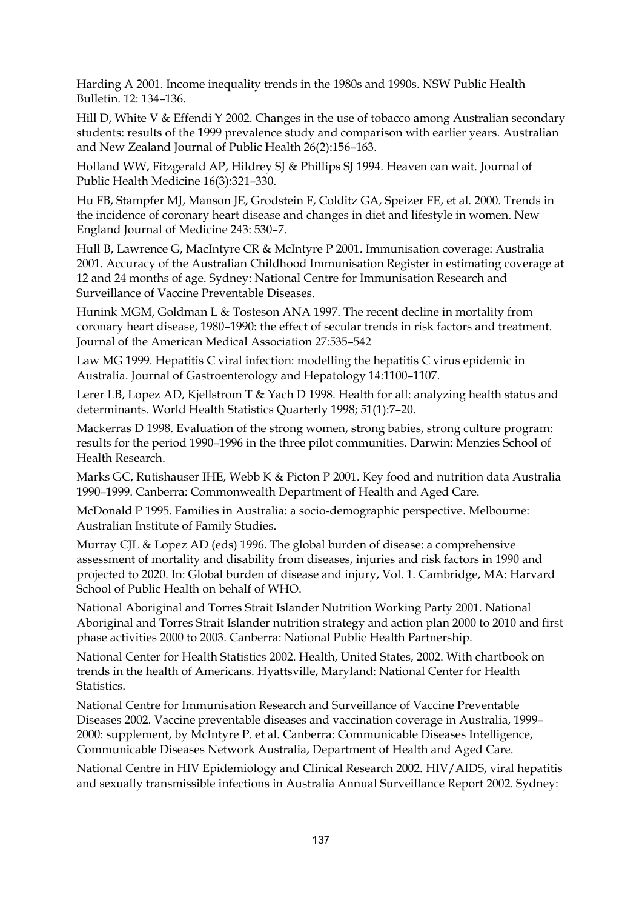Harding A 2001. Income inequality trends in the 1980s and 1990s. NSW Public Health Bulletin. 12: 134–136.

Hill D, White V & Effendi Y 2002. Changes in the use of tobacco among Australian secondary students: results of the 1999 prevalence study and comparison with earlier years. Australian and New Zealand Journal of Public Health 26(2):156–163.

Holland WW, Fitzgerald AP, Hildrey SJ & Phillips SJ 1994. Heaven can wait. Journal of Public Health Medicine 16(3):321–330.

Hu FB, Stampfer MJ, Manson JE, Grodstein F, Colditz GA, Speizer FE, et al. 2000. Trends in the incidence of coronary heart disease and changes in diet and lifestyle in women. New England Journal of Medicine 243: 530–7.

Hull B, Lawrence G, MacIntyre CR & McIntyre P 2001. Immunisation coverage: Australia 2001. Accuracy of the Australian Childhood Immunisation Register in estimating coverage at 12 and 24 months of age. Sydney: National Centre for Immunisation Research and Surveillance of Vaccine Preventable Diseases.

Hunink MGM, Goldman L & Tosteson ANA 1997. The recent decline in mortality from coronary heart disease, 1980–1990: the effect of secular trends in risk factors and treatment. Journal of the American Medical Association 27:535–542

Law MG 1999. Hepatitis C viral infection: modelling the hepatitis C virus epidemic in Australia. Journal of Gastroenterology and Hepatology 14:1100–1107.

Lerer LB, Lopez AD, Kjellstrom T & Yach D 1998. Health for all: analyzing health status and determinants. World Health Statistics Quarterly 1998; 51(1):7–20.

Mackerras D 1998. Evaluation of the strong women, strong babies, strong culture program: results for the period 1990–1996 in the three pilot communities. Darwin: Menzies School of Health Research.

Marks GC, Rutishauser IHE, Webb K & Picton P 2001. Key food and nutrition data Australia 1990–1999. Canberra: Commonwealth Department of Health and Aged Care.

McDonald P 1995. Families in Australia: a socio-demographic perspective. Melbourne: Australian Institute of Family Studies.

Murray CJL & Lopez AD (eds) 1996. The global burden of disease: a comprehensive assessment of mortality and disability from diseases, injuries and risk factors in 1990 and projected to 2020. In: Global burden of disease and injury, Vol. 1. Cambridge, MA: Harvard School of Public Health on behalf of WHO.

National Aboriginal and Torres Strait Islander Nutrition Working Party 2001. National Aboriginal and Torres Strait Islander nutrition strategy and action plan 2000 to 2010 and first phase activities 2000 to 2003. Canberra: National Public Health Partnership.

National Center for Health Statistics 2002. Health, United States, 2002. With chartbook on trends in the health of Americans. Hyattsville, Maryland: National Center for Health Statistics.

National Centre for Immunisation Research and Surveillance of Vaccine Preventable Diseases 2002. Vaccine preventable diseases and vaccination coverage in Australia, 1999–2000: supplement, by McIntyre P. et al. Canberra: Communicable Diseases Intelligence, Communicable Diseases Network Australia, Department of Health and Aged Care.

National Centre in HIV Epidemiology and Clinical Research 2002. HIV/AIDS, viral hepatitis and sexually transmissible infections in Australia Annual Surveillance Report 2002. Sydney: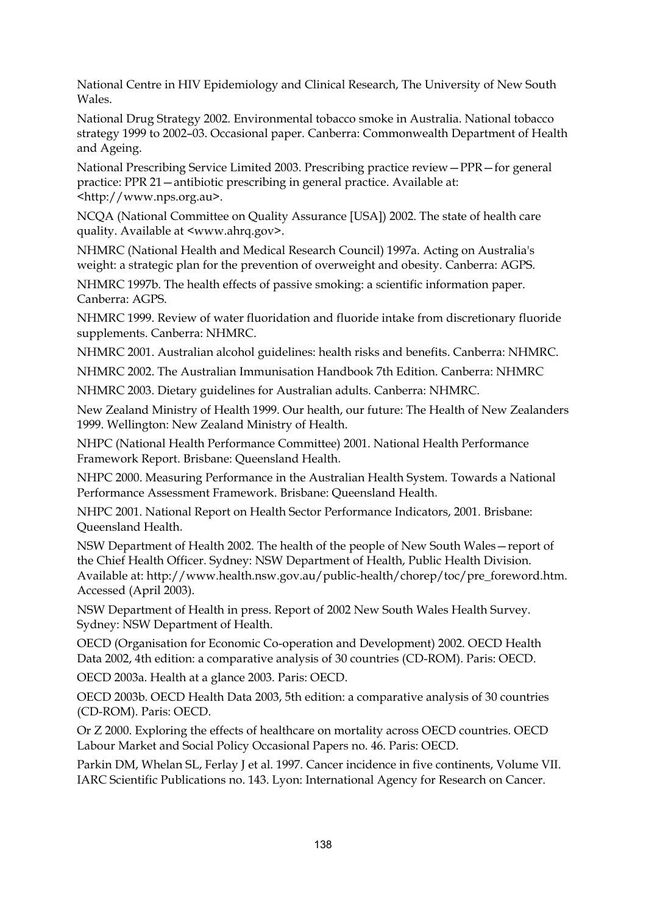National Centre in HIV Epidemiology and Clinical Research, The University of New South Wales.

National Drug Strategy 2002. Environmental tobacco smoke in Australia. National tobacco strategy 1999 to 2002–03. Occasional paper. Canberra: Commonwealth Department of Health and Ageing.

National Prescribing Service Limited 2003. Prescribing practice review—PPR—for general practice: PPR 21—antibiotic prescribing in general practice. Available at: <http://www.nps.org.au>.

NCQA (National Committee on Quality Assurance [USA]) 2002. The state of health care quality. Available at <www.ahrq.gov>.

NHMRC (National Health and Medical Research Council) 1997a. Acting on Australia's weight: a strategic plan for the prevention of overweight and obesity. Canberra: AGPS.

NHMRC 1997b. The health effects of passive smoking: a scientific information paper. Canberra: AGPS.

NHMRC 1999. Review of water fluoridation and fluoride intake from discretionary fluoride supplements. Canberra: NHMRC.

NHMRC 2001. Australian alcohol guidelines: health risks and benefits. Canberra: NHMRC.

NHMRC 2002. The Australian Immunisation Handbook 7th Edition. Canberra: NHMRC

NHMRC 2003. Dietary guidelines for Australian adults. Canberra: NHMRC.

New Zealand Ministry of Health 1999. Our health, our future: The Health of New Zealanders 1999. Wellington: New Zealand Ministry of Health.

NHPC (National Health Performance Committee) 2001. National Health Performance Framework Report. Brisbane: Queensland Health.

NHPC 2000. Measuring Performance in the Australian Health System. Towards a National Performance Assessment Framework. Brisbane: Queensland Health.

NHPC 2001. National Report on Health Sector Performance Indicators, 2001. Brisbane: Queensland Health.

NSW Department of Health 2002. The health of the people of New South Wales—report of the Chief Health Officer. Sydney: NSW Department of Health, Public Health Division. Available at: http://www.health.nsw.gov.au/public-health/chorep/toc/pre_foreword.htm. Accessed (April 2003).

NSW Department of Health in press. Report of 2002 New South Wales Health Survey. Sydney: NSW Department of Health.

OECD (Organisation for Economic Co-operation and Development) 2002. OECD Health Data 2002, 4th edition: a comparative analysis of 30 countries (CD-ROM). Paris: OECD.

OECD 2003a. Health at a glance 2003. Paris: OECD.

OECD 2003b. OECD Health Data 2003, 5th edition: a comparative analysis of 30 countries (CD-ROM). Paris: OECD.

Or Z 2000. Exploring the effects of healthcare on mortality across OECD countries. OECD Labour Market and Social Policy Occasional Papers no. 46. Paris: OECD.

Parkin DM, Whelan SL, Ferlay J et al. 1997. Cancer incidence in five continents, Volume VII. IARC Scientific Publications no. 143. Lyon: International Agency for Research on Cancer.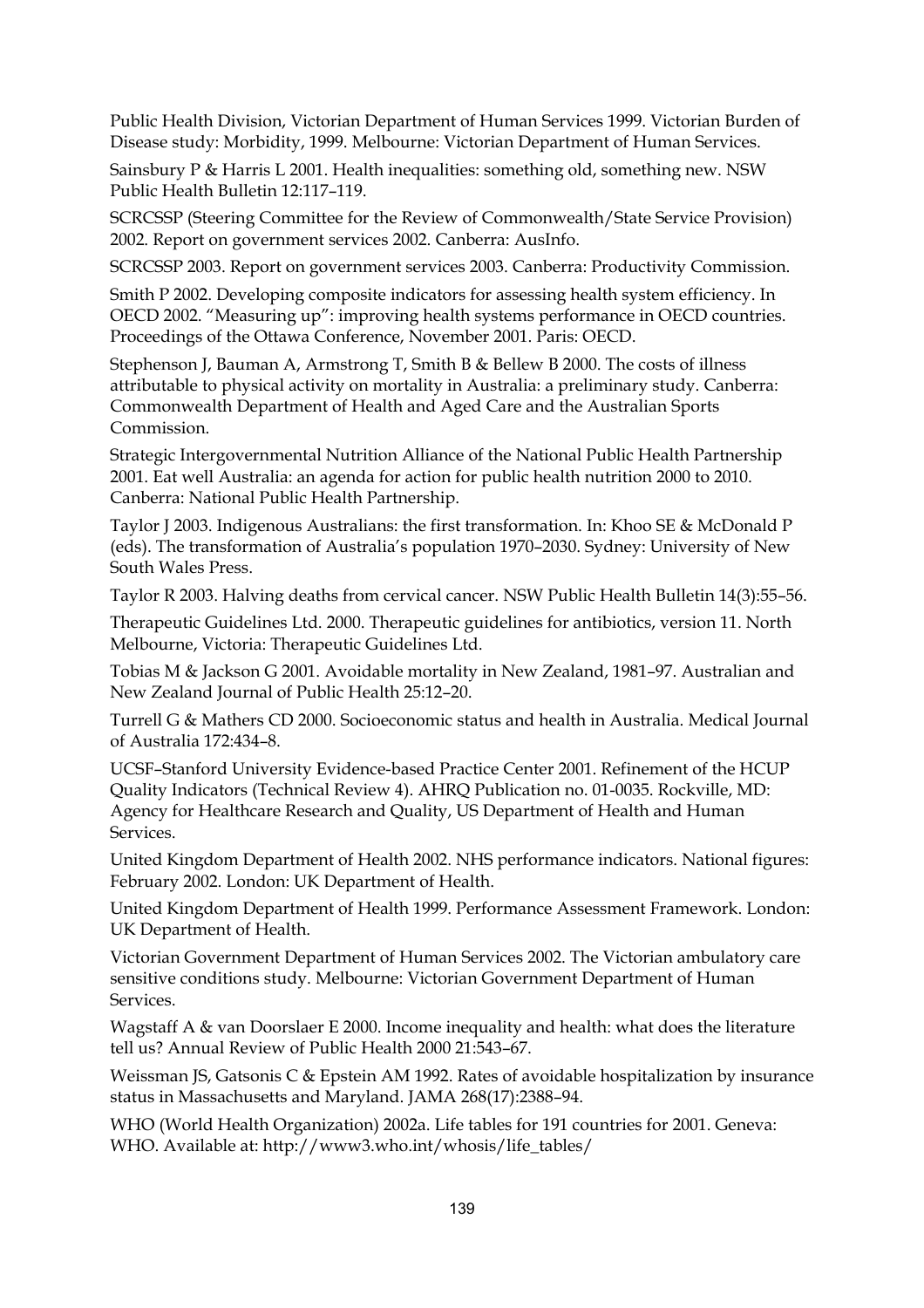Public Health Division, Victorian Department of Human Services 1999. Victorian Burden of Disease study: Morbidity, 1999. Melbourne: Victorian Department of Human Services.

Sainsbury P & Harris L 2001. Health inequalities: something old, something new. NSW Public Health Bulletin 12:117–119.

SCRCSSP (Steering Committee for the Review of Commonwealth/State Service Provision) 2002. Report on government services 2002. Canberra: AusInfo.

SCRCSSP 2003. Report on government services 2003. Canberra: Productivity Commission.

Smith P 2002. Developing composite indicators for assessing health system efficiency. In OECD 2002. "Measuring up": improving health systems performance in OECD countries. Proceedings of the Ottawa Conference, November 2001. Paris: OECD.

Stephenson J, Bauman A, Armstrong T, Smith B & Bellew B 2000. The costs of illness attributable to physical activity on mortality in Australia: a preliminary study. Canberra: Commonwealth Department of Health and Aged Care and the Australian Sports Commission.

Strategic Intergovernmental Nutrition Alliance of the National Public Health Partnership 2001. Eat well Australia: an agenda for action for public health nutrition 2000 to 2010. Canberra: National Public Health Partnership.

Taylor J 2003. Indigenous Australians: the first transformation. In: Khoo SE & McDonald P (eds). The transformation of Australia's population 1970–2030. Sydney: University of New South Wales Press.

Taylor R 2003. Halving deaths from cervical cancer. NSW Public Health Bulletin 14(3):55–56.

Therapeutic Guidelines Ltd. 2000. Therapeutic guidelines for antibiotics, version 11. North Melbourne, Victoria: Therapeutic Guidelines Ltd.

Tobias M & Jackson G 2001. Avoidable mortality in New Zealand, 1981–97. Australian and New Zealand Journal of Public Health 25:12–20.

Turrell G & Mathers CD 2000. Socioeconomic status and health in Australia. Medical Journal of Australia 172:434–8.

UCSF–Stanford University Evidence-based Practice Center 2001. Refinement of the HCUP Quality Indicators (Technical Review 4). AHRQ Publication no. 01-0035. Rockville, MD: Agency for Healthcare Research and Quality, US Department of Health and Human Services.

United Kingdom Department of Health 2002. NHS performance indicators. National figures: February 2002. London: UK Department of Health.

United Kingdom Department of Health 1999. Performance Assessment Framework. London: UK Department of Health.

Victorian Government Department of Human Services 2002. The Victorian ambulatory care sensitive conditions study. Melbourne: Victorian Government Department of Human Services.

Wagstaff A & van Doorslaer E 2000. Income inequality and health: what does the literature tell us? Annual Review of Public Health 2000 21:543–67.

Weissman JS, Gatsonis C & Epstein AM 1992. Rates of avoidable hospitalization by insurance status in Massachusetts and Maryland. JAMA 268(17):2388–94.

WHO (World Health Organization) 2002a. Life tables for 191 countries for 2001. Geneva: WHO. Available at: http://www3.who.int/whosis/life_tables/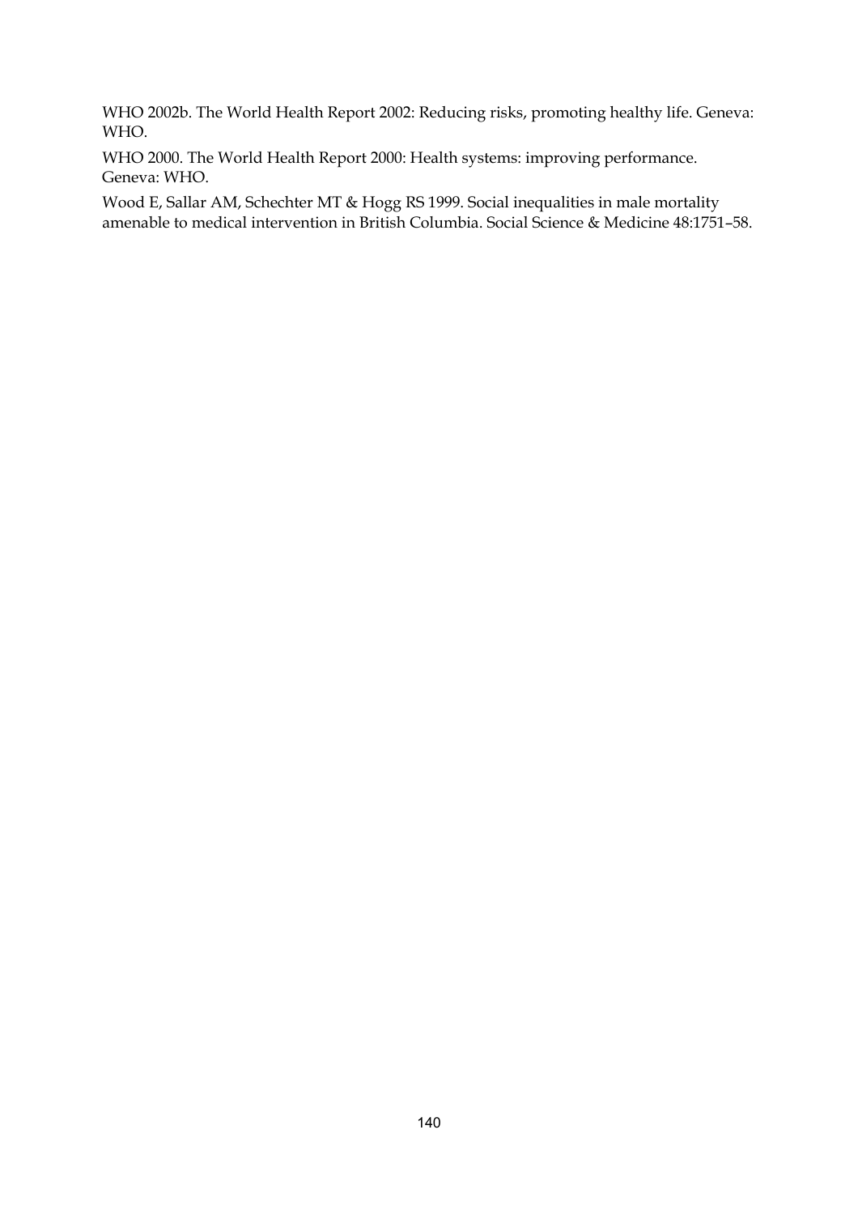WHO 2002b. The World Health Report 2002: Reducing risks, promoting healthy life. Geneva: WHO.

WHO 2000. The World Health Report 2000: Health systems: improving performance. Geneva: WHO.

Wood E, Sallar AM, Schechter MT & Hogg RS 1999. Social inequalities in male mortality amenable to medical intervention in British Columbia. Social Science & Medicine 48:1751–58.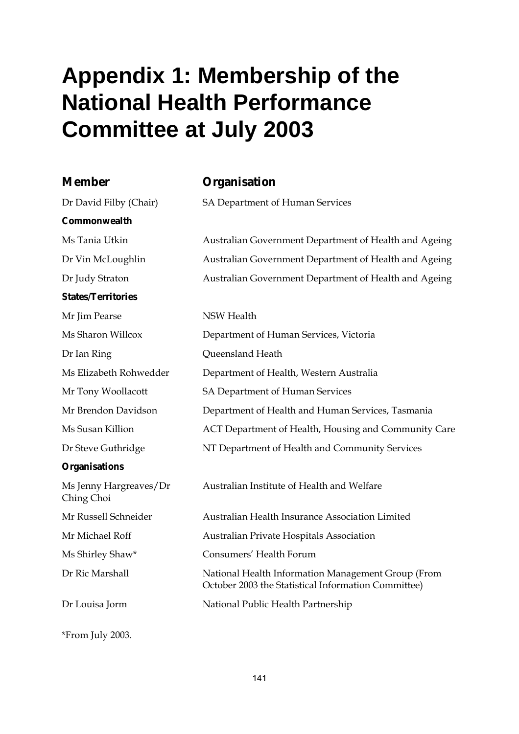# Appendix 1: Membership of the National Health Performance Committee at July 2003

| Member | Organisation |
|---|---|
| Dr David Filby (Chair) | SA Department of Human Services |
| **Commonwealth** | |
| Ms Tania Utkin | Australian Government Department of Health and Ageing |
| Dr Vin McLoughlin | Australian Government Department of Health and Ageing |
| Dr Judy Straton | Australian Government Department of Health and Ageing |
| **States/Territories** | |
| Mr Jim Pearse | NSW Health |
| Ms Sharon Willcox | Department of Human Services, Victoria |
| Dr Ian Ring | Queensland Heath |
| Ms Elizabeth Rohwedder | Department of Health, Western Australia |
| Mr Tony Woollacott | SA Department of Human Services |
| Mr Brendon Davidson | Department of Health and Human Services, Tasmania |
| Ms Susan Killion | ACT Department of Health, Housing and Community Care |
| Dr Steve Guthridge | NT Department of Health and Community Services |
| **Organisations** | |
| Ms Jenny Hargreaves/Dr Ching Choi | Australian Institute of Health and Welfare |
| Mr Russell Schneider | Australian Health Insurance Association Limited |
| Mr Michael Roff | Australian Private Hospitals Association |
| Ms Shirley Shaw* | Consumers' Health Forum |
| Dr Ric Marshall | National Health Information Management Group (From October 2003 the Statistical Information Committee) |
| Dr Louisa Jorm | National Public Health Partnership |

*From July 2003.